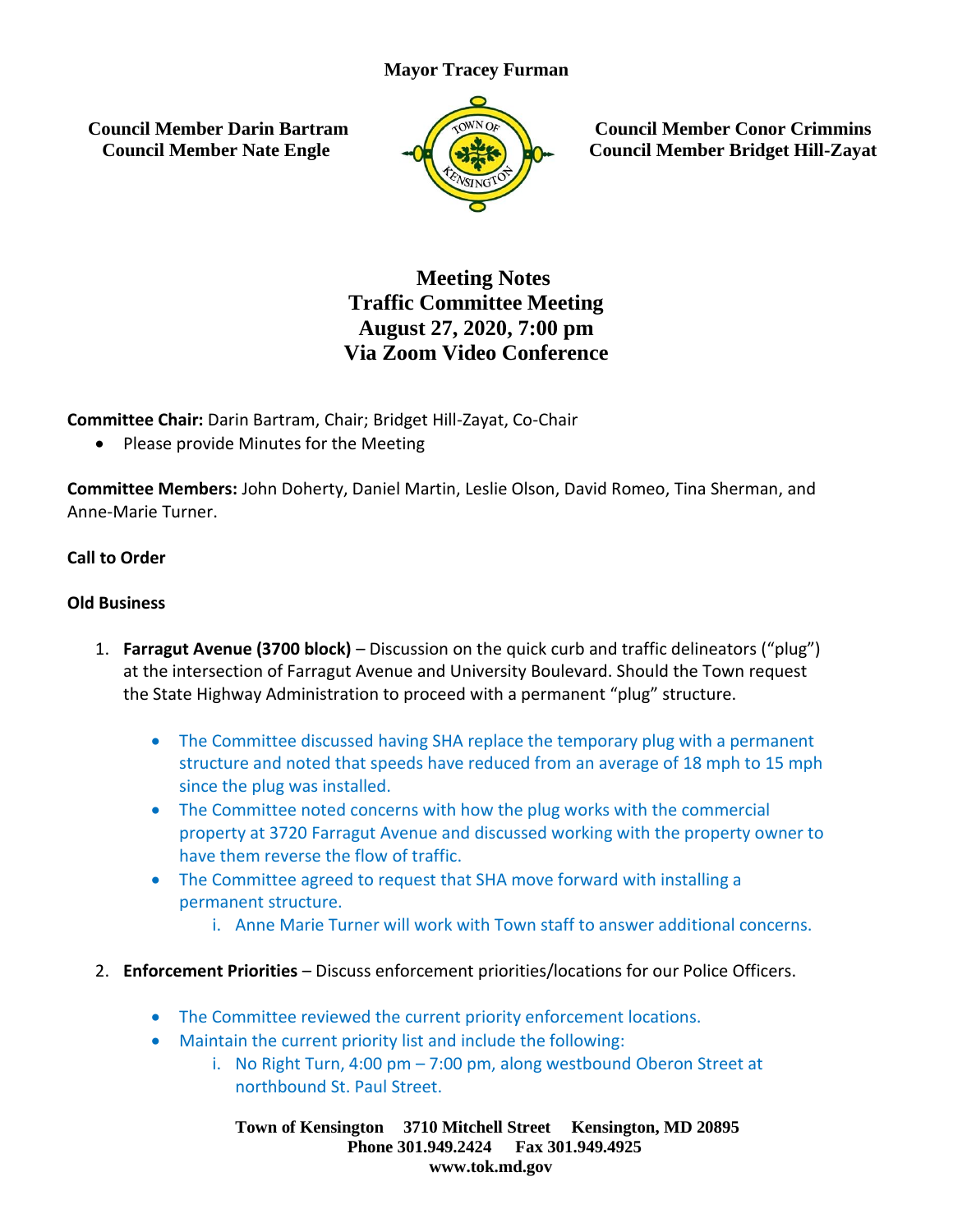**Mayor Tracey Furman**

**Council Member Darin Bartram**
**Council Member Nate Engle**

**Council Member Conor Crimmins**
**Council Member Bridget Hill-Zayat**

# Meeting Notes
# Traffic Committee Meeting
# August 27, 2020, 7:00 pm
# Via Zoom Video Conference

**Committee Chair:** Darin Bartram, Chair; Bridget Hill-Zayat, Co-Chair

- Please provide Minutes for the Meeting

**Committee Members:** John Doherty, Daniel Martin, Leslie Olson, David Romeo, Tina Sherman, and Anne-Marie Turner.

**Call to Order**

**Old Business**

1. **Farragut Avenue (3700 block)** – Discussion on the quick curb and traffic delineators ("plug") at the intersection of Farragut Avenue and University Boulevard. Should the Town request the State Highway Administration to proceed with a permanent "plug" structure.

    - The Committee discussed having SHA replace the temporary plug with a permanent structure and noted that speeds have reduced from an average of 18 mph to 15 mph since the plug was installed.
    - The Committee noted concerns with how the plug works with the commercial property at 3720 Farragut Avenue and discussed working with the property owner to have them reverse the flow of traffic.
    - The Committee agreed to request that SHA move forward with installing a permanent structure.
        i. Anne Marie Turner will work with Town staff to answer additional concerns.

2. **Enforcement Priorities** – Discuss enforcement priorities/locations for our Police Officers.

    - The Committee reviewed the current priority enforcement locations.
    - Maintain the current priority list and include the following:
        i. No Right Turn, 4:00 pm – 7:00 pm, along westbound Oberon Street at northbound St. Paul Street.

Town of Kensington 3710 Mitchell Street Kensington, MD 20895
Phone 301.949.2424 Fax 301.949.4925
www.tok.md.gov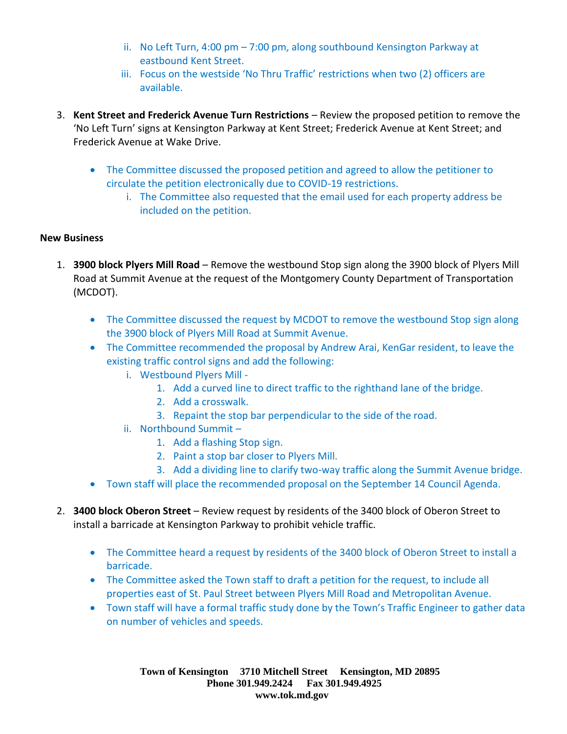ii. No Left Turn, 4:00 pm – 7:00 pm, along southbound Kensington Parkway at eastbound Kent Street.
   iii. Focus on the westside 'No Thru Traffic' restrictions when two (2) officers are available.

3. **Kent Street and Frederick Avenue Turn Restrictions** – Review the proposed petition to remove the 'No Left Turn' signs at Kensington Parkway at Kent Street; Frederick Avenue at Kent Street; and Frederick Avenue at Wake Drive.

   - The Committee discussed the proposed petition and agreed to allow the petitioner to circulate the petition electronically due to COVID-19 restrictions.
     i. The Committee also requested that the email used for each property address be included on the petition.

**New Business**

1. **3900 block Plyers Mill Road** – Remove the westbound Stop sign along the 3900 block of Plyers Mill Road at Summit Avenue at the request of the Montgomery County Department of Transportation (MCDOT).

   - The Committee discussed the request by MCDOT to remove the westbound Stop sign along the 3900 block of Plyers Mill Road at Summit Avenue.
   - The Committee recommended the proposal by Andrew Arai, KenGar resident, to leave the existing traffic control signs and add the following:
     i. Westbound Plyers Mill -
        1. Add a curved line to direct traffic to the righthand lane of the bridge.
        2. Add a crosswalk.
        3. Repaint the stop bar perpendicular to the side of the road.
     ii. Northbound Summit –
        1. Add a flashing Stop sign.
        2. Paint a stop bar closer to Plyers Mill.
        3. Add a dividing line to clarify two-way traffic along the Summit Avenue bridge.
   - Town staff will place the recommended proposal on the September 14 Council Agenda.

2. **3400 block Oberon Street** – Review request by residents of the 3400 block of Oberon Street to install a barricade at Kensington Parkway to prohibit vehicle traffic.

   - The Committee heard a request by residents of the 3400 block of Oberon Street to install a barricade.
   - The Committee asked the Town staff to draft a petition for the request, to include all properties east of St. Paul Street between Plyers Mill Road and Metropolitan Avenue.
   - Town staff will have a formal traffic study done by the Town's Traffic Engineer to gather data on number of vehicles and speeds.

**Town of Kensington 3710 Mitchell Street Kensington, MD 20895**
**Phone 301.949.2424 Fax 301.949.4925**
**www.tok.md.gov**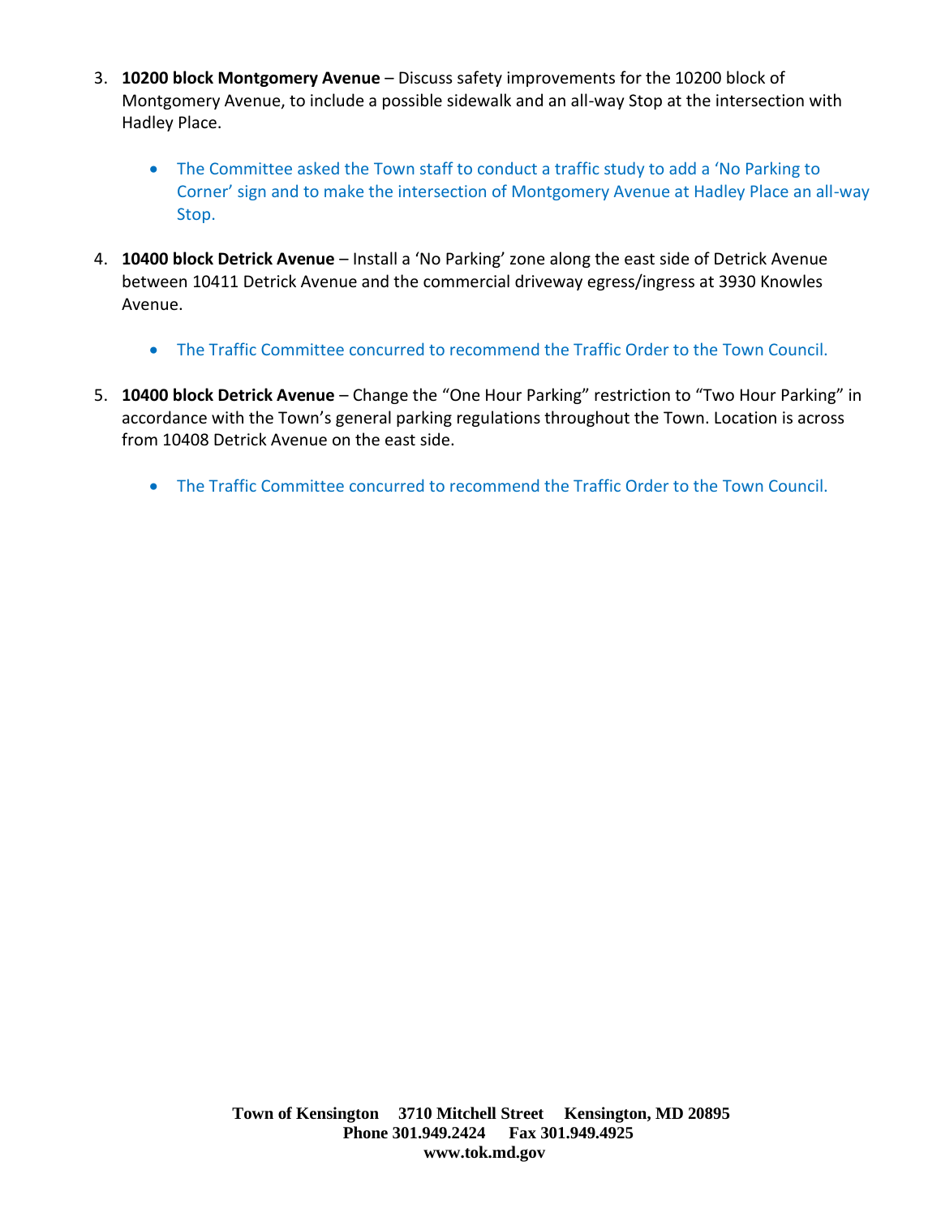3. **10200 block Montgomery Avenue** – Discuss safety improvements for the 10200 block of Montgomery Avenue, to include a possible sidewalk and an all-way Stop at the intersection with Hadley Place.

    - The Committee asked the Town staff to conduct a traffic study to add a 'No Parking to Corner' sign and to make the intersection of Montgomery Avenue at Hadley Place an all-way Stop.

4. **10400 block Detrick Avenue** – Install a 'No Parking' zone along the east side of Detrick Avenue between 10411 Detrick Avenue and the commercial driveway egress/ingress at 3930 Knowles Avenue.

    - The Traffic Committee concurred to recommend the Traffic Order to the Town Council.

5. **10400 block Detrick Avenue** – Change the "One Hour Parking" restriction to "Two Hour Parking" in accordance with the Town's general parking regulations throughout the Town. Location is across from 10408 Detrick Avenue on the east side.

    - The Traffic Committee concurred to recommend the Traffic Order to the Town Council.